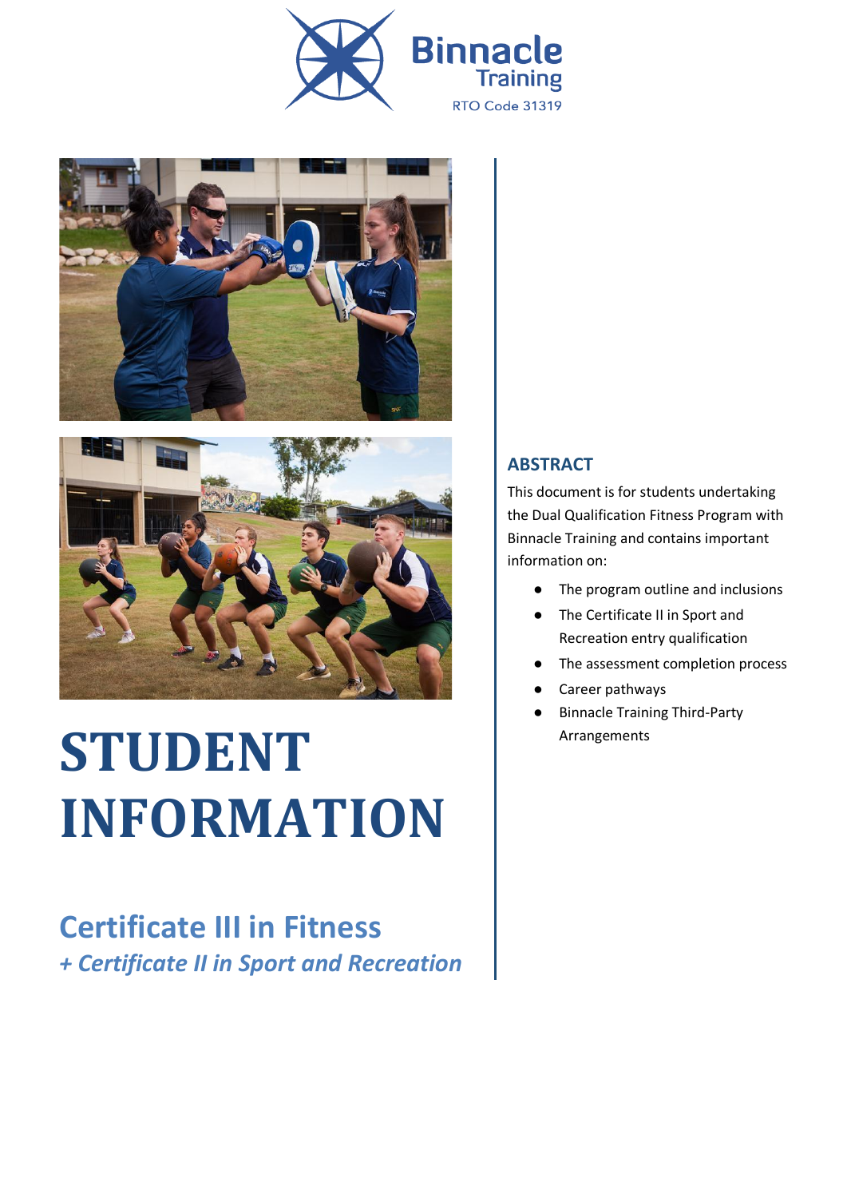Binnacle Training

RTO Code 31319

# STUDENT INFORMATION

## Certificate III in Fitness

*+ Certificate II in Sport and Recreation*

### ABSTRACT

This document is for students undertaking the Dual Qualification Fitness Program with Binnacle Training and contains important information on:

- The program outline and inclusions
- The Certificate II in Sport and Recreation entry qualification
- The assessment completion process
- Career pathways
- Binnacle Training Third-Party Arrangements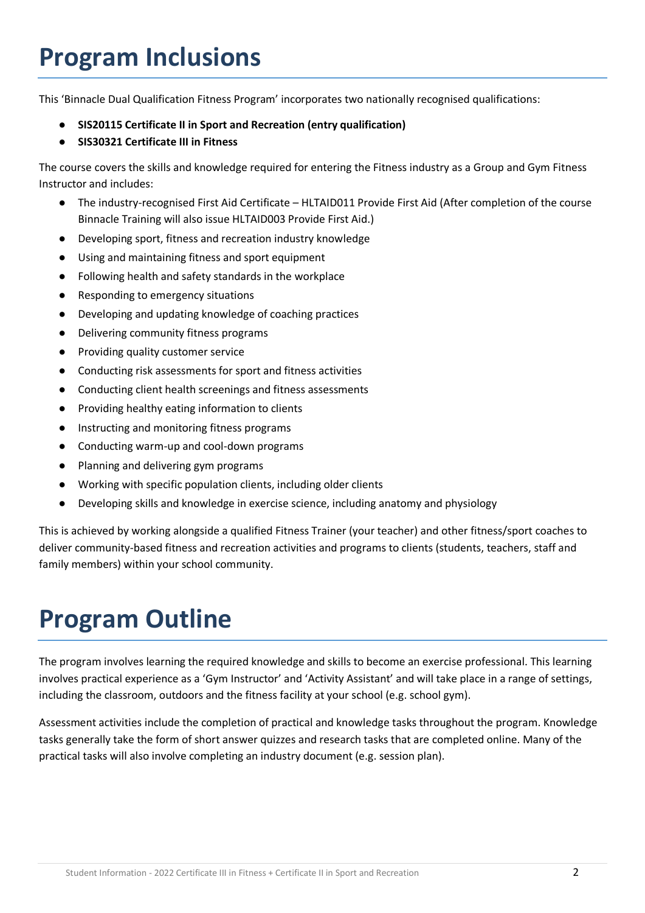# Program Inclusions

This 'Binnacle Dual Qualification Fitness Program' incorporates two nationally recognised qualifications:

- **SIS20115 Certificate II in Sport and Recreation (entry qualification)**
- **SIS30321 Certificate III in Fitness**

The course covers the skills and knowledge required for entering the Fitness industry as a Group and Gym Fitness Instructor and includes:

- The industry-recognised First Aid Certificate – HLTAID011 Provide First Aid (After completion of the course Binnacle Training will also issue HLTAID003 Provide First Aid.)
- Developing sport, fitness and recreation industry knowledge
- Using and maintaining fitness and sport equipment
- Following health and safety standards in the workplace
- Responding to emergency situations
- Developing and updating knowledge of coaching practices
- Delivering community fitness programs
- Providing quality customer service
- Conducting risk assessments for sport and fitness activities
- Conducting client health screenings and fitness assessments
- Providing healthy eating information to clients
- Instructing and monitoring fitness programs
- Conducting warm-up and cool-down programs
- Planning and delivering gym programs
- Working with specific population clients, including older clients
- Developing skills and knowledge in exercise science, including anatomy and physiology

This is achieved by working alongside a qualified Fitness Trainer (your teacher) and other fitness/sport coaches to deliver community-based fitness and recreation activities and programs to clients (students, teachers, staff and family members) within your school community.

# Program Outline

The program involves learning the required knowledge and skills to become an exercise professional. This learning involves practical experience as a 'Gym Instructor' and 'Activity Assistant' and will take place in a range of settings, including the classroom, outdoors and the fitness facility at your school (e.g. school gym).

Assessment activities include the completion of practical and knowledge tasks throughout the program. Knowledge tasks generally take the form of short answer quizzes and research tasks that are completed online. Many of the practical tasks will also involve completing an industry document (e.g. session plan).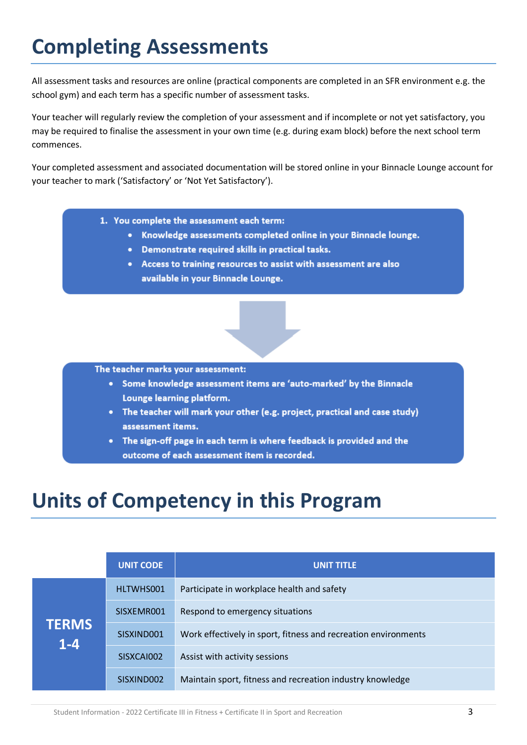# Completing Assessments

All assessment tasks and resources are online (practical components are completed in an SFR environment e.g. the school gym) and each term has a specific number of assessment tasks.

Your teacher will regularly review the completion of your assessment and if incomplete or not yet satisfactory, you may be required to finalise the assessment in your own time (e.g. during exam block) before the next school term commences.

Your completed assessment and associated documentation will be stored online in your Binnacle Lounge account for your teacher to mark ('Satisfactory' or 'Not Yet Satisfactory').

1. **You complete the assessment each term:**
   - **Knowledge assessments completed online in your Binnacle lounge.**
   - **Demonstrate required skills in practical tasks.**
   - **Access to training resources to assist with assessment are also available in your Binnacle Lounge.**

**The teacher marks your assessment:**

- **Some knowledge assessment items are 'auto-marked' by the Binnacle Lounge learning platform.**
- **The teacher will mark your other (e.g. project, practical and case study) assessment items.**
- **The sign-off page in each term is where feedback is provided and the outcome of each assessment item is recorded.**

# Units of Competency in this Program

| | UNIT CODE | UNIT TITLE |
|---|---|---|
| TERMS 1-4 | HLTWHS001 | Participate in workplace health and safety |
| | SISXEMR001 | Respond to emergency situations |
| | SISXIND001 | Work effectively in sport, fitness and recreation environments |
| | SISXCAI002 | Assist with activity sessions |
| | SISXIND002 | Maintain sport, fitness and recreation industry knowledge |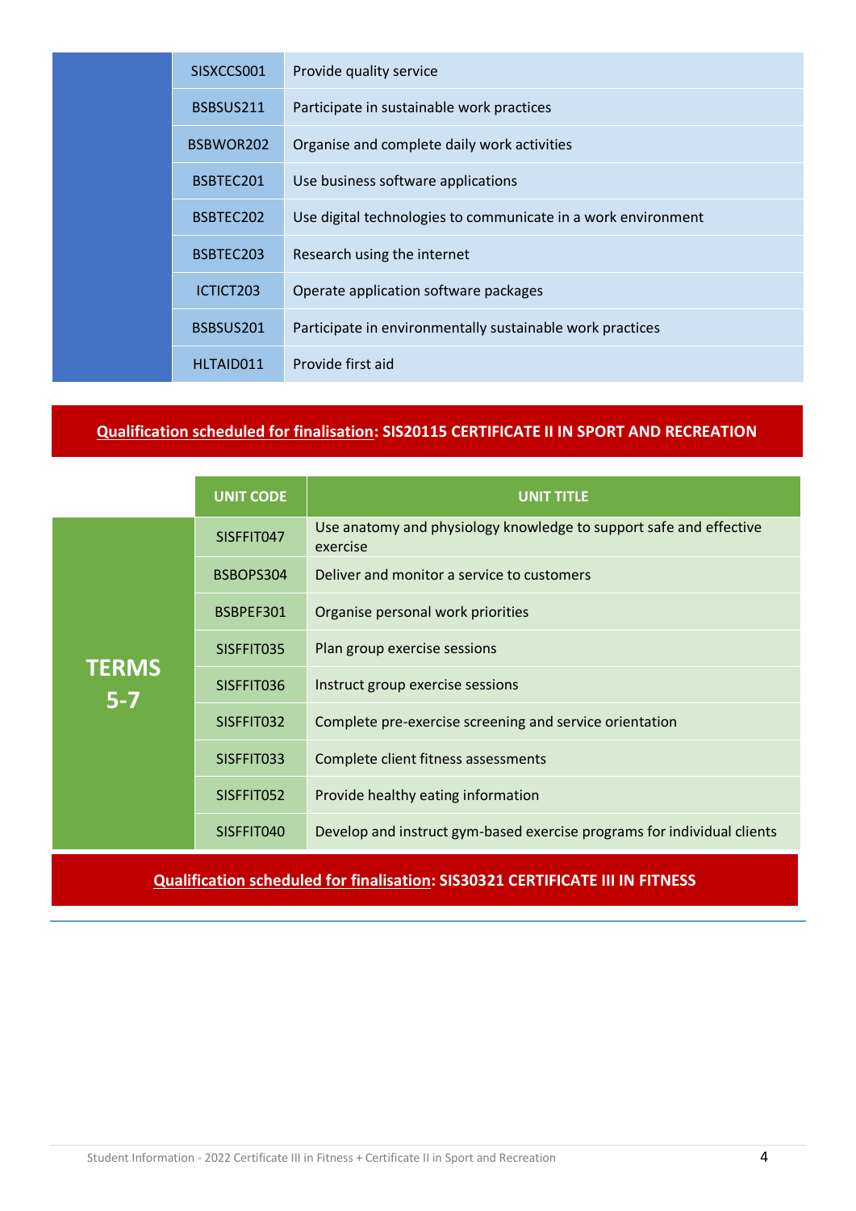| | | |
|---|---|---|
| | SISXCCS001 | Provide quality service |
| | BSBSUS211 | Participate in sustainable work practices |
| | BSBWOR202 | Organise and complete daily work activities |
| | BSBTEC201 | Use business software applications |
| | BSBTEC202 | Use digital technologies to communicate in a work environment |
| | BSBTEC203 | Research using the internet |
| | ICTICT203 | Operate application software packages |
| | BSBSUS201 | Participate in environmentally sustainable work practices |
| | HLTAID011 | Provide first aid |

**Qualification scheduled for finalisation: SIS20115 CERTIFICATE II IN SPORT AND RECREATION**

| | UNIT CODE | UNIT TITLE |
|---|---|---|
| **TERMS 5-7** | SISFFIT047 | Use anatomy and physiology knowledge to support safe and effective exercise |
| | BSBOPS304 | Deliver and monitor a service to customers |
| | BSBPEF301 | Organise personal work priorities |
| | SISFFIT035 | Plan group exercise sessions |
| | SISFFIT036 | Instruct group exercise sessions |
| | SISFFIT032 | Complete pre-exercise screening and service orientation |
| | SISFFIT033 | Complete client fitness assessments |
| | SISFFIT052 | Provide healthy eating information |
| | SISFFIT040 | Develop and instruct gym-based exercise programs for individual clients |

**Qualification scheduled for finalisation: SIS30321 CERTIFICATE III IN FITNESS**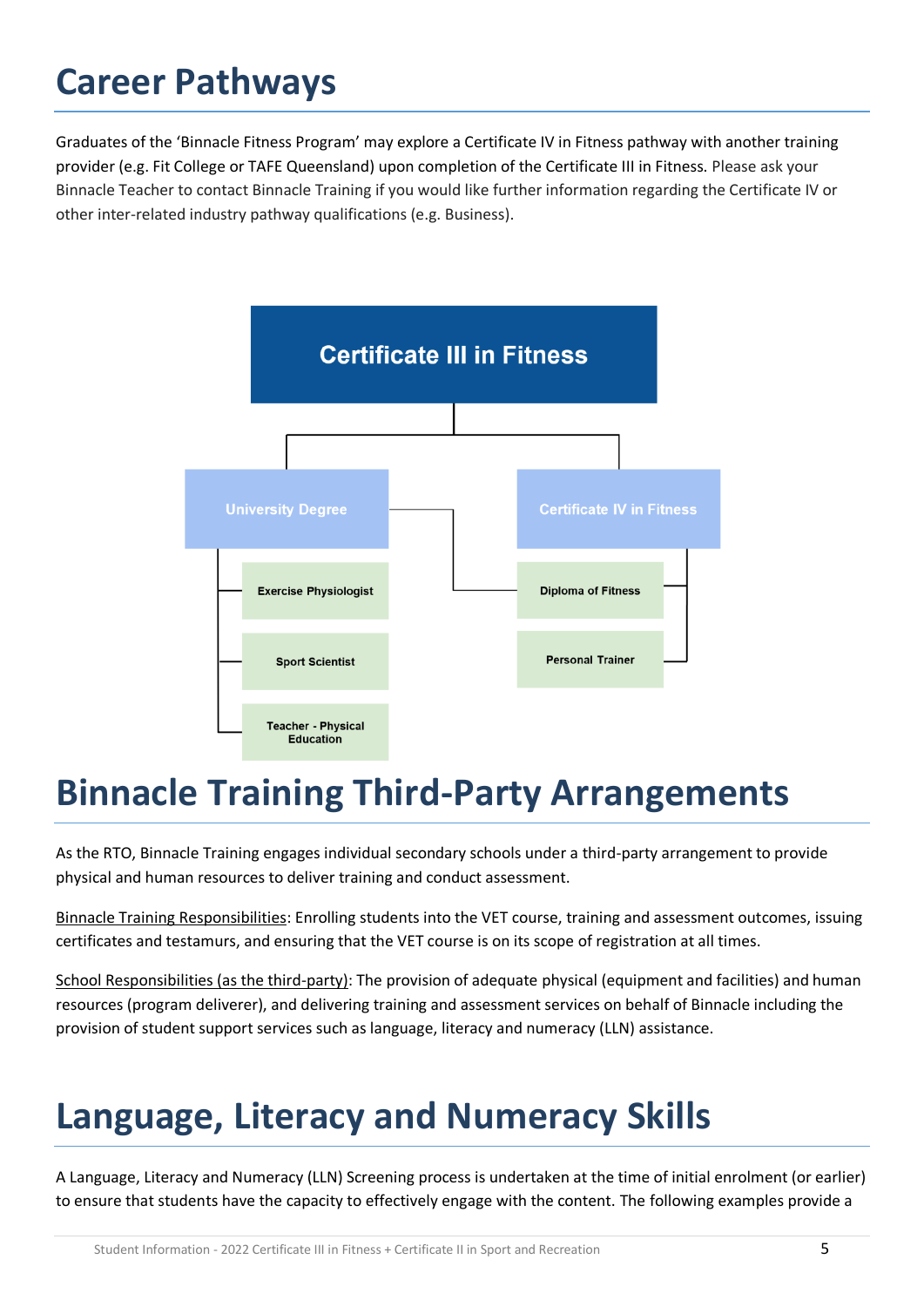# Career Pathways

Graduates of the 'Binnacle Fitness Program' may explore a Certificate IV in Fitness pathway with another training provider (e.g. Fit College or TAFE Queensland) upon completion of the Certificate III in Fitness. Please ask your Binnacle Teacher to contact Binnacle Training if you would like further information regarding the Certificate IV or other inter-related industry pathway qualifications (e.g. Business).

Certificate III in Fitness

University Degree

- Exercise Physiologist
- Sport Scientist
- Teacher - Physical Education

Certificate IV in Fitness

- Diploma of Fitness
- Personal Trainer

# Binnacle Training Third-Party Arrangements

As the RTO, Binnacle Training engages individual secondary schools under a third-party arrangement to provide physical and human resources to deliver training and conduct assessment.

Binnacle Training Responsibilities: Enrolling students into the VET course, training and assessment outcomes, issuing certificates and testamurs, and ensuring that the VET course is on its scope of registration at all times.

School Responsibilities (as the third-party): The provision of adequate physical (equipment and facilities) and human resources (program deliverer), and delivering training and assessment services on behalf of Binnacle including the provision of student support services such as language, literacy and numeracy (LLN) assistance.

# Language, Literacy and Numeracy Skills

A Language, Literacy and Numeracy (LLN) Screening process is undertaken at the time of initial enrolment (or earlier) to ensure that students have the capacity to effectively engage with the content. The following examples provide a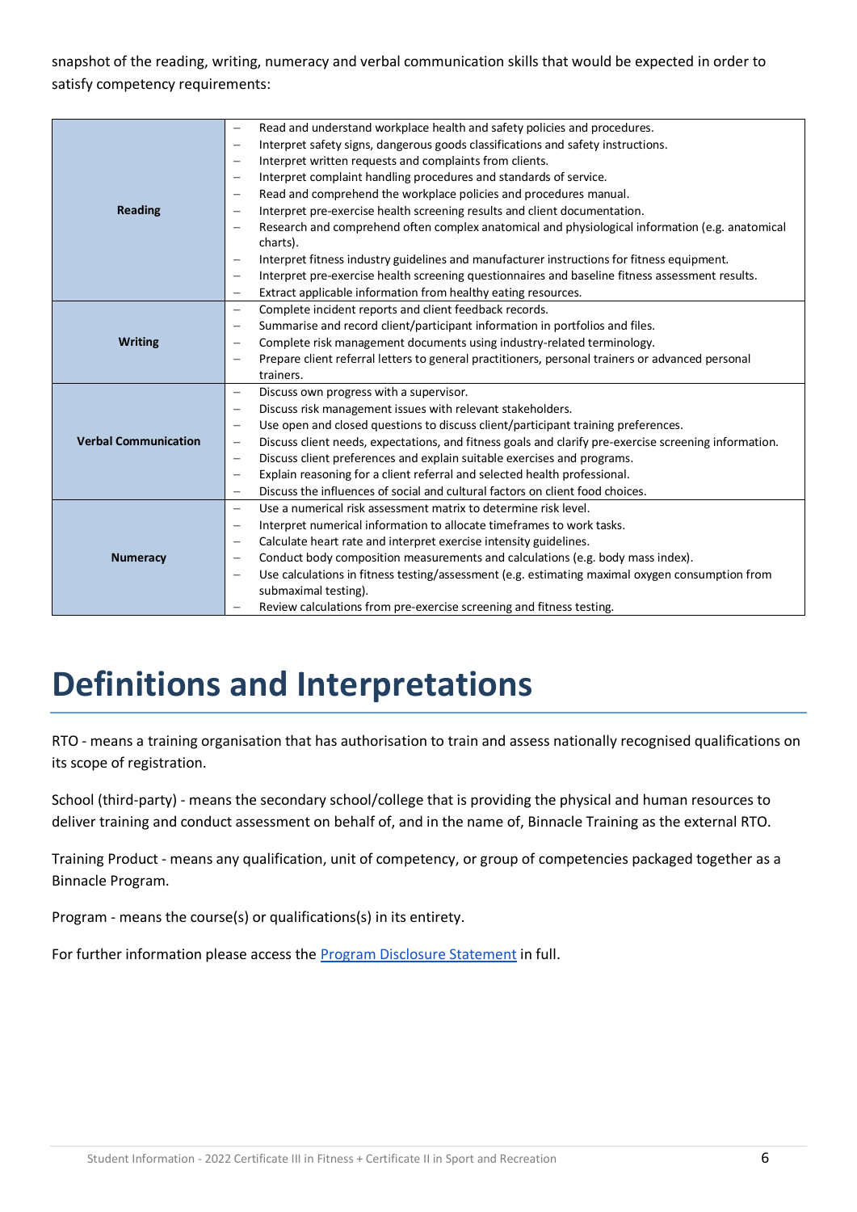snapshot of the reading, writing, numeracy and verbal communication skills that would be expected in order to satisfy competency requirements:

| | |
|---|---|
| **Reading** | – Read and understand workplace health and safety policies and procedures.<br>– Interpret safety signs, dangerous goods classifications and safety instructions.<br>– Interpret written requests and complaints from clients.<br>– Interpret complaint handling procedures and standards of service.<br>– Read and comprehend the workplace policies and procedures manual.<br>– Interpret pre-exercise health screening results and client documentation.<br>– Research and comprehend often complex anatomical and physiological information (e.g. anatomical charts).<br>– Interpret fitness industry guidelines and manufacturer instructions for fitness equipment.<br>– Interpret pre-exercise health screening questionnaires and baseline fitness assessment results.<br>– Extract applicable information from healthy eating resources. |
| **Writing** | – Complete incident reports and client feedback records.<br>– Summarise and record client/participant information in portfolios and files.<br>– Complete risk management documents using industry-related terminology.<br>– Prepare client referral letters to general practitioners, personal trainers or advanced personal trainers. |
| **Verbal Communication** | – Discuss own progress with a supervisor.<br>– Discuss risk management issues with relevant stakeholders.<br>– Use open and closed questions to discuss client/participant training preferences.<br>– Discuss client needs, expectations, and fitness goals and clarify pre-exercise screening information.<br>– Discuss client preferences and explain suitable exercises and programs.<br>– Explain reasoning for a client referral and selected health professional.<br>– Discuss the influences of social and cultural factors on client food choices. |
| **Numeracy** | – Use a numerical risk assessment matrix to determine risk level.<br>– Interpret numerical information to allocate timeframes to work tasks.<br>– Calculate heart rate and interpret exercise intensity guidelines.<br>– Conduct body composition measurements and calculations (e.g. body mass index).<br>– Use calculations in fitness testing/assessment (e.g. estimating maximal oxygen consumption from submaximal testing).<br>– Review calculations from pre-exercise screening and fitness testing. |

# Definitions and Interpretations

RTO - means a training organisation that has authorisation to train and assess nationally recognised qualifications on its scope of registration.

School (third-party) - means the secondary school/college that is providing the physical and human resources to deliver training and conduct assessment on behalf of, and in the name of, Binnacle Training as the external RTO.

Training Product - means any qualification, unit of competency, or group of competencies packaged together as a Binnacle Program.

Program - means the course(s) or qualifications(s) in its entirety.

For further information please access the Program Disclosure Statement in full.